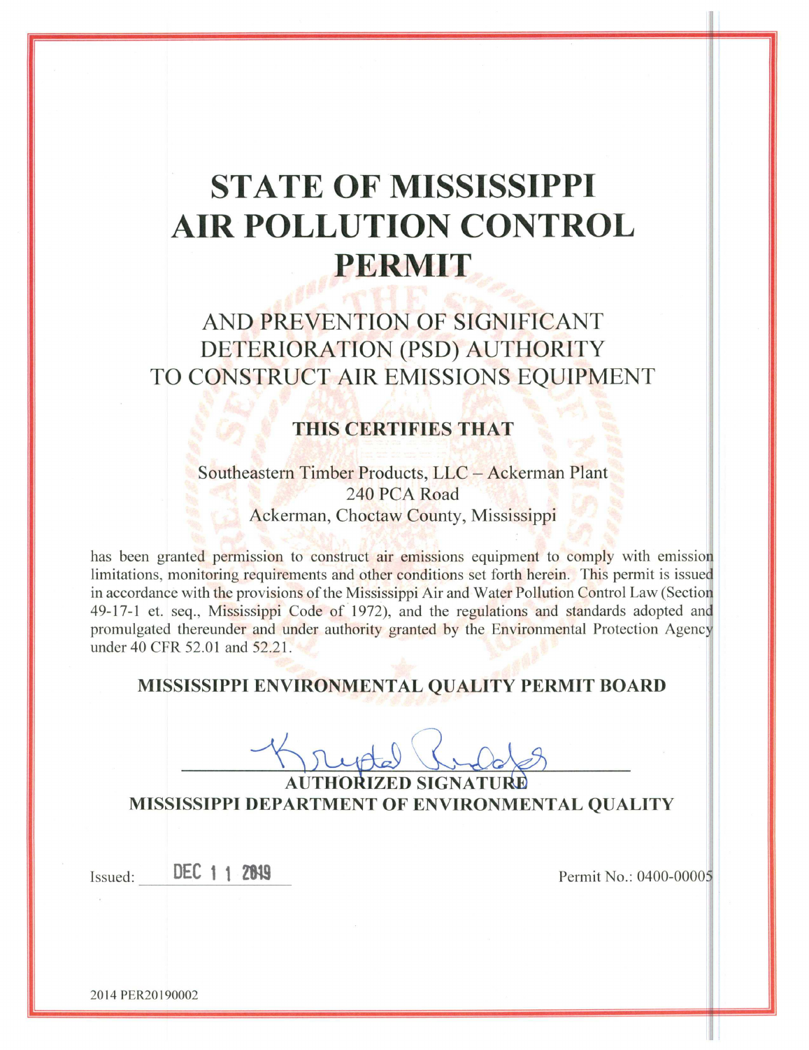# STATE OF MISSISSIPPI AIR POLLUTION CONTROL PERMIT

## AND PREVENTION OF SIGNIFICANT DETERIORATION (PSD) AUTHORITY TO CONSTRUCT AIR EMISSIONS EQUIPMENT

### THIS CERTIFIES THAT

Southeastern Timber Products, LLC – Ackerman Plant
240 PCA Road
Ackerman, Choctaw County, Mississippi

has been granted permission to construct air emissions equipment to comply with emission limitations, monitoring requirements and other conditions set forth herein. This permit is issued in accordance with the provisions of the Mississippi Air and Water Pollution Control Law (Section 49-17-1 et. seq., Mississippi Code of 1972), and the regulations and standards adopted and promulgated thereunder and under authority granted by the Environmental Protection Agency under 40 CFR 52.01 and 52.21.

**MISSISSIPPI ENVIRONMENTAL QUALITY PERMIT BOARD**

**AUTHORIZED SIGNATURE**
**MISSISSIPPI DEPARTMENT OF ENVIRONMENTAL QUALITY**

Issued: DEC 11 2019

Permit No.: 0400-00005

2014 PER20190002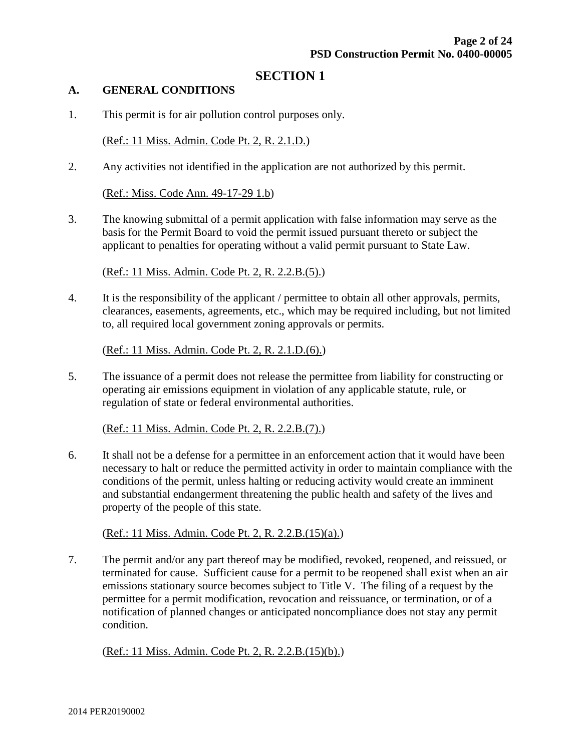# SECTION 1

## A. GENERAL CONDITIONS

1. This permit is for air pollution control purposes only.

   (Ref.: 11 Miss. Admin. Code Pt. 2, R. 2.1.D.)

2. Any activities not identified in the application are not authorized by this permit.

   (Ref.: Miss. Code Ann. 49-17-29 1.b)

3. The knowing submittal of a permit application with false information may serve as the basis for the Permit Board to void the permit issued pursuant thereto or subject the applicant to penalties for operating without a valid permit pursuant to State Law.

   (Ref.: 11 Miss. Admin. Code Pt. 2, R. 2.2.B.(5).)

4. It is the responsibility of the applicant / permittee to obtain all other approvals, permits, clearances, easements, agreements, etc., which may be required including, but not limited to, all required local government zoning approvals or permits.

   (Ref.: 11 Miss. Admin. Code Pt. 2, R. 2.1.D.(6).)

5. The issuance of a permit does not release the permittee from liability for constructing or operating air emissions equipment in violation of any applicable statute, rule, or regulation of state or federal environmental authorities.

   (Ref.: 11 Miss. Admin. Code Pt. 2, R. 2.2.B.(7).)

6. It shall not be a defense for a permittee in an enforcement action that it would have been necessary to halt or reduce the permitted activity in order to maintain compliance with the conditions of the permit, unless halting or reducing activity would create an imminent and substantial endangerment threatening the public health and safety of the lives and property of the people of this state.

   (Ref.: 11 Miss. Admin. Code Pt. 2, R. 2.2.B.(15)(a).)

7. The permit and/or any part thereof may be modified, revoked, reopened, and reissued, or terminated for cause. Sufficient cause for a permit to be reopened shall exist when an air emissions stationary source becomes subject to Title V. The filing of a request by the permittee for a permit modification, revocation and reissuance, or termination, or of a notification of planned changes or anticipated noncompliance does not stay any permit condition.

   (Ref.: 11 Miss. Admin. Code Pt. 2, R. 2.2.B.(15)(b).)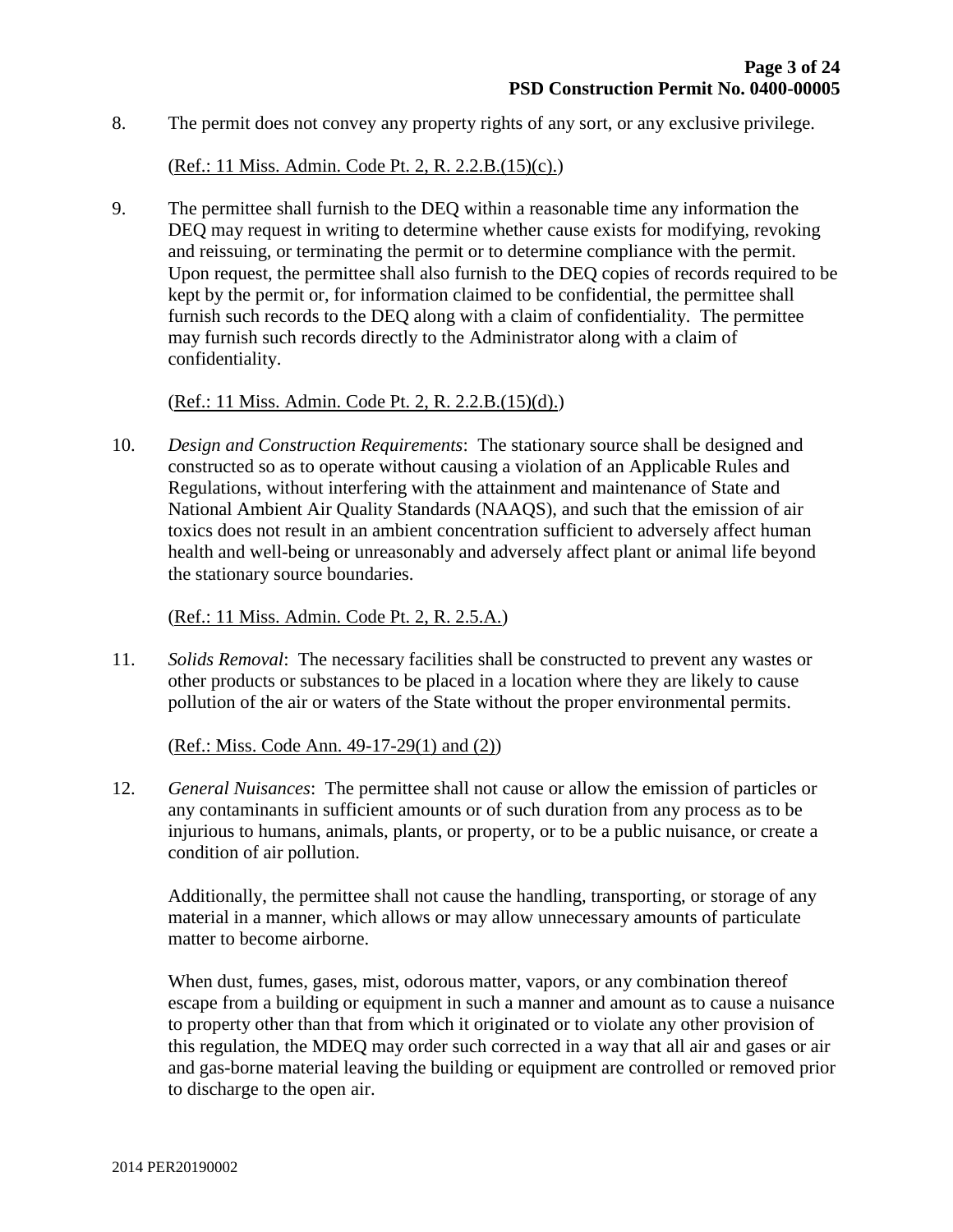8. The permit does not convey any property rights of any sort, or any exclusive privilege.

   (Ref.: 11 Miss. Admin. Code Pt. 2, R. 2.2.B.(15)(c).)

9. The permittee shall furnish to the DEQ within a reasonable time any information the DEQ may request in writing to determine whether cause exists for modifying, revoking and reissuing, or terminating the permit or to determine compliance with the permit. Upon request, the permittee shall also furnish to the DEQ copies of records required to be kept by the permit or, for information claimed to be confidential, the permittee shall furnish such records to the DEQ along with a claim of confidentiality. The permittee may furnish such records directly to the Administrator along with a claim of confidentiality.

   (Ref.: 11 Miss. Admin. Code Pt. 2, R. 2.2.B.(15)(d).)

10. *Design and Construction Requirements*: The stationary source shall be designed and constructed so as to operate without causing a violation of an Applicable Rules and Regulations, without interfering with the attainment and maintenance of State and National Ambient Air Quality Standards (NAAQS), and such that the emission of air toxics does not result in an ambient concentration sufficient to adversely affect human health and well-being or unreasonably and adversely affect plant or animal life beyond the stationary source boundaries.

    (Ref.: 11 Miss. Admin. Code Pt. 2, R. 2.5.A.)

11. *Solids Removal*: The necessary facilities shall be constructed to prevent any wastes or other products or substances to be placed in a location where they are likely to cause pollution of the air or waters of the State without the proper environmental permits.

    (Ref.: Miss. Code Ann. 49-17-29(1) and (2))

12. *General Nuisances*: The permittee shall not cause or allow the emission of particles or any contaminants in sufficient amounts or of such duration from any process as to be injurious to humans, animals, plants, or property, or to be a public nuisance, or create a condition of air pollution.

    Additionally, the permittee shall not cause the handling, transporting, or storage of any material in a manner, which allows or may allow unnecessary amounts of particulate matter to become airborne.

    When dust, fumes, gases, mist, odorous matter, vapors, or any combination thereof escape from a building or equipment in such a manner and amount as to cause a nuisance to property other than that from which it originated or to violate any other provision of this regulation, the MDEQ may order such corrected in a way that all air and gases or air and gas-borne material leaving the building or equipment are controlled or removed prior to discharge to the open air.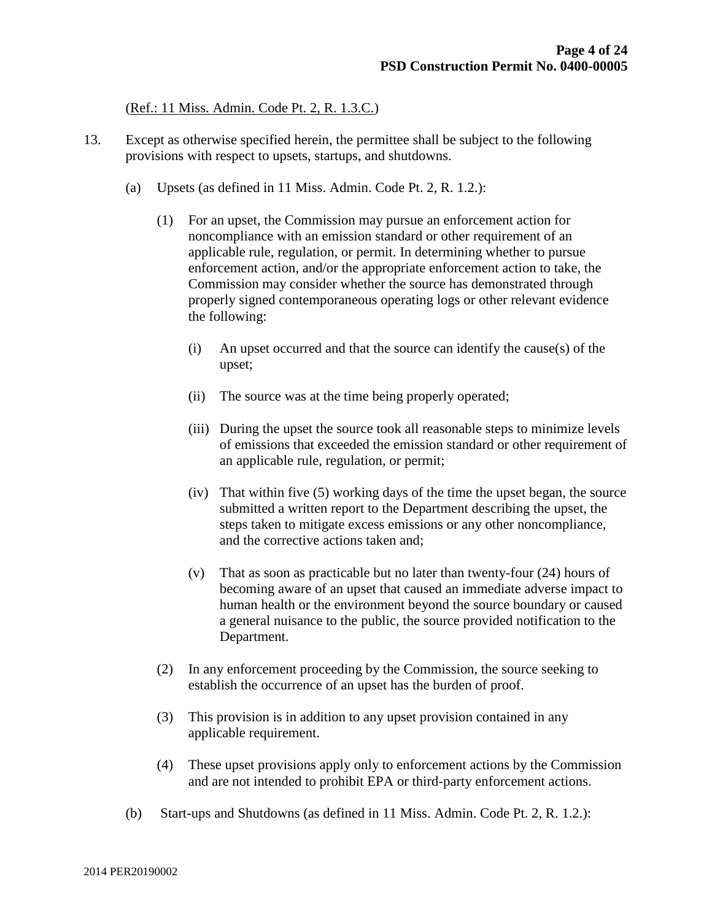(Ref.: 11 Miss. Admin. Code Pt. 2, R. 1.3.C.)

13. Except as otherwise specified herein, the permittee shall be subject to the following provisions with respect to upsets, startups, and shutdowns.

    (a) Upsets (as defined in 11 Miss. Admin. Code Pt. 2, R. 1.2.):

        (1) For an upset, the Commission may pursue an enforcement action for noncompliance with an emission standard or other requirement of an applicable rule, regulation, or permit. In determining whether to pursue enforcement action, and/or the appropriate enforcement action to take, the Commission may consider whether the source has demonstrated through properly signed contemporaneous operating logs or other relevant evidence the following:

            (i) An upset occurred and that the source can identify the cause(s) of the upset;

            (ii) The source was at the time being properly operated;

            (iii) During the upset the source took all reasonable steps to minimize levels of emissions that exceeded the emission standard or other requirement of an applicable rule, regulation, or permit;

            (iv) That within five (5) working days of the time the upset began, the source submitted a written report to the Department describing the upset, the steps taken to mitigate excess emissions or any other noncompliance, and the corrective actions taken and;

            (v) That as soon as practicable but no later than twenty-four (24) hours of becoming aware of an upset that caused an immediate adverse impact to human health or the environment beyond the source boundary or caused a general nuisance to the public, the source provided notification to the Department.

        (2) In any enforcement proceeding by the Commission, the source seeking to establish the occurrence of an upset has the burden of proof.

        (3) This provision is in addition to any upset provision contained in any applicable requirement.

        (4) These upset provisions apply only to enforcement actions by the Commission and are not intended to prohibit EPA or third-party enforcement actions.

    (b) Start-ups and Shutdowns (as defined in 11 Miss. Admin. Code Pt. 2, R. 1.2.):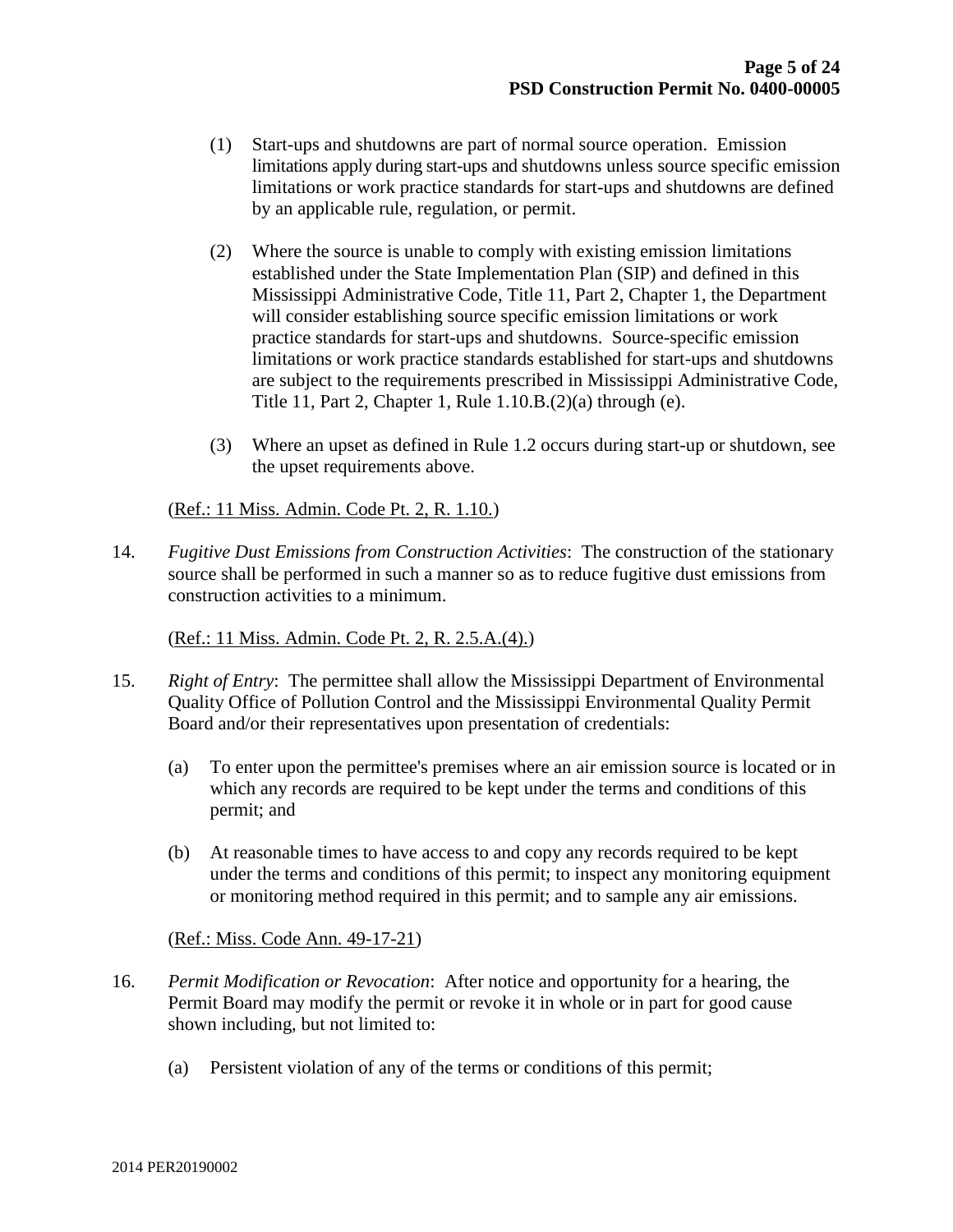(1) Start-ups and shutdowns are part of normal source operation. Emission limitations apply during start-ups and shutdowns unless source specific emission limitations or work practice standards for start-ups and shutdowns are defined by an applicable rule, regulation, or permit.

(2) Where the source is unable to comply with existing emission limitations established under the State Implementation Plan (SIP) and defined in this Mississippi Administrative Code, Title 11, Part 2, Chapter 1, the Department will consider establishing source specific emission limitations or work practice standards for start-ups and shutdowns. Source-specific emission limitations or work practice standards established for start-ups and shutdowns are subject to the requirements prescribed in Mississippi Administrative Code, Title 11, Part 2, Chapter 1, Rule 1.10.B.(2)(a) through (e).

(3) Where an upset as defined in Rule 1.2 occurs during start-up or shutdown, see the upset requirements above.

(Ref.: 11 Miss. Admin. Code Pt. 2, R. 1.10.)

14. *Fugitive Dust Emissions from Construction Activities*: The construction of the stationary source shall be performed in such a manner so as to reduce fugitive dust emissions from construction activities to a minimum.

(Ref.: 11 Miss. Admin. Code Pt. 2, R. 2.5.A.(4).)

15. *Right of Entry*: The permittee shall allow the Mississippi Department of Environmental Quality Office of Pollution Control and the Mississippi Environmental Quality Permit Board and/or their representatives upon presentation of credentials:

(a) To enter upon the permittee's premises where an air emission source is located or in which any records are required to be kept under the terms and conditions of this permit; and

(b) At reasonable times to have access to and copy any records required to be kept under the terms and conditions of this permit; to inspect any monitoring equipment or monitoring method required in this permit; and to sample any air emissions.

(Ref.: Miss. Code Ann. 49-17-21)

16. *Permit Modification or Revocation*: After notice and opportunity for a hearing, the Permit Board may modify the permit or revoke it in whole or in part for good cause shown including, but not limited to:

(a) Persistent violation of any of the terms or conditions of this permit;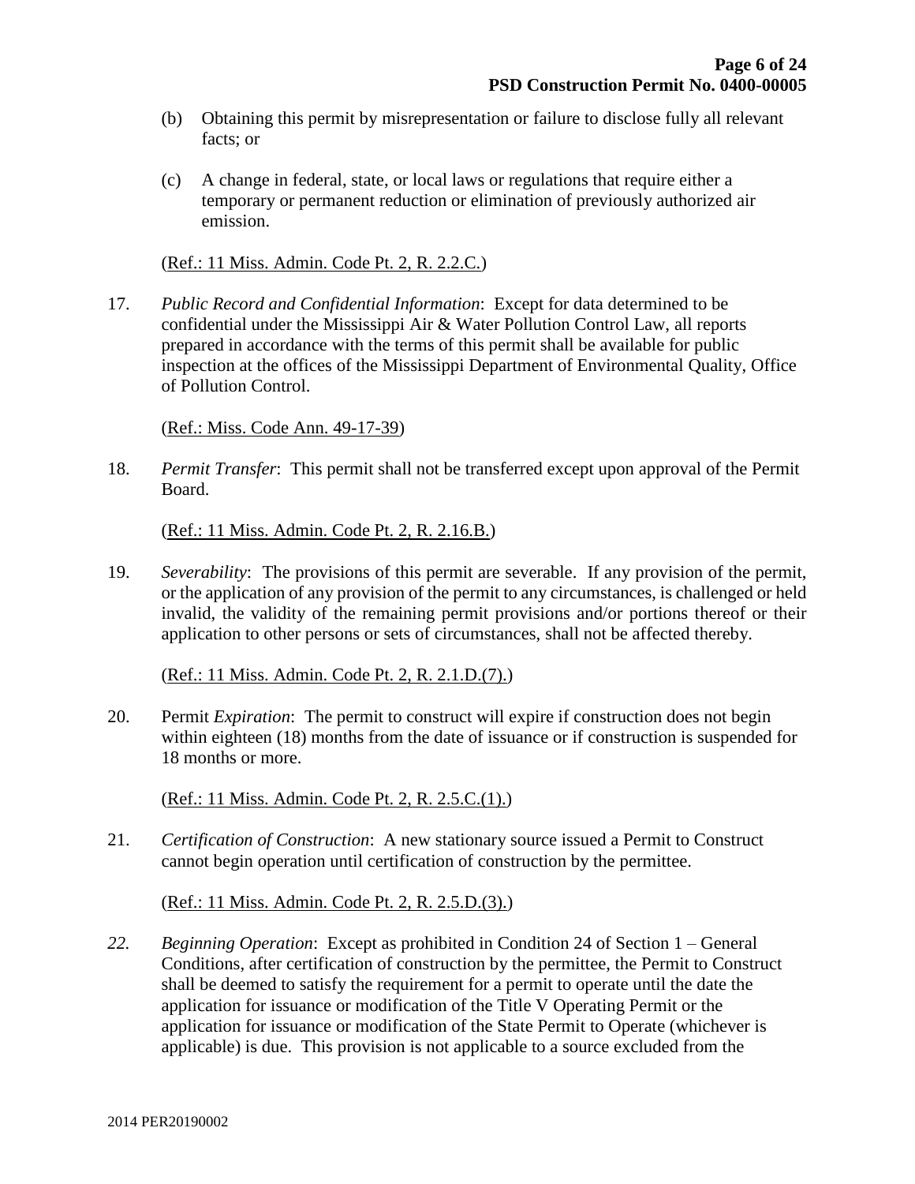(b) Obtaining this permit by misrepresentation or failure to disclose fully all relevant facts; or

(c) A change in federal, state, or local laws or regulations that require either a temporary or permanent reduction or elimination of previously authorized air emission.

(Ref.: 11 Miss. Admin. Code Pt. 2, R. 2.2.C.)

17. *Public Record and Confidential Information*: Except for data determined to be confidential under the Mississippi Air & Water Pollution Control Law, all reports prepared in accordance with the terms of this permit shall be available for public inspection at the offices of the Mississippi Department of Environmental Quality, Office of Pollution Control.

(Ref.: Miss. Code Ann. 49-17-39)

18. *Permit Transfer*: This permit shall not be transferred except upon approval of the Permit Board.

(Ref.: 11 Miss. Admin. Code Pt. 2, R. 2.16.B.)

19. *Severability*: The provisions of this permit are severable. If any provision of the permit, or the application of any provision of the permit to any circumstances, is challenged or held invalid, the validity of the remaining permit provisions and/or portions thereof or their application to other persons or sets of circumstances, shall not be affected thereby.

(Ref.: 11 Miss. Admin. Code Pt. 2, R. 2.1.D.(7).)

20. Permit *Expiration*: The permit to construct will expire if construction does not begin within eighteen (18) months from the date of issuance or if construction is suspended for 18 months or more.

(Ref.: 11 Miss. Admin. Code Pt. 2, R. 2.5.C.(1).)

21. *Certification of Construction*: A new stationary source issued a Permit to Construct cannot begin operation until certification of construction by the permittee.

(Ref.: 11 Miss. Admin. Code Pt. 2, R. 2.5.D.(3).)

*22.* *Beginning Operation*: Except as prohibited in Condition 24 of Section 1 – General Conditions, after certification of construction by the permittee, the Permit to Construct shall be deemed to satisfy the requirement for a permit to operate until the date the application for issuance or modification of the Title V Operating Permit or the application for issuance or modification of the State Permit to Operate (whichever is applicable) is due. This provision is not applicable to a source excluded from the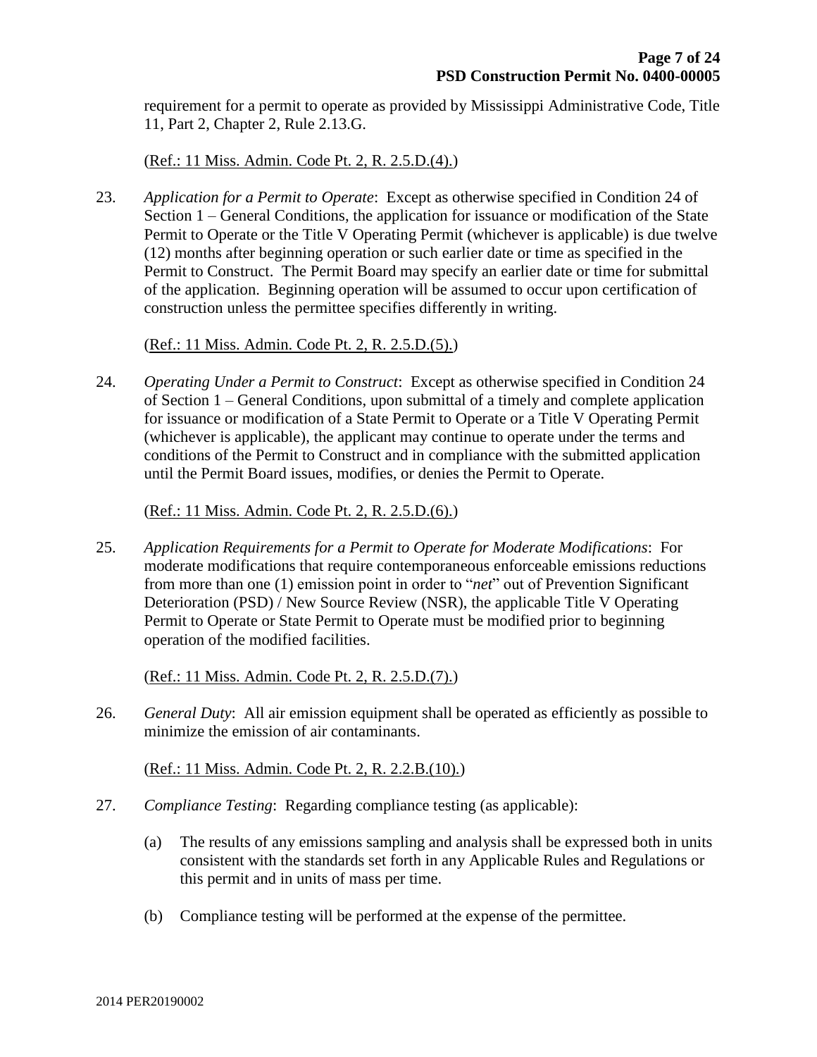requirement for a permit to operate as provided by Mississippi Administrative Code, Title 11, Part 2, Chapter 2, Rule 2.13.G.

(Ref.: 11 Miss. Admin. Code Pt. 2, R. 2.5.D.(4).)

23. *Application for a Permit to Operate*: Except as otherwise specified in Condition 24 of Section 1 – General Conditions, the application for issuance or modification of the State Permit to Operate or the Title V Operating Permit (whichever is applicable) is due twelve (12) months after beginning operation or such earlier date or time as specified in the Permit to Construct. The Permit Board may specify an earlier date or time for submittal of the application. Beginning operation will be assumed to occur upon certification of construction unless the permittee specifies differently in writing.

(Ref.: 11 Miss. Admin. Code Pt. 2, R. 2.5.D.(5).)

24. *Operating Under a Permit to Construct*: Except as otherwise specified in Condition 24 of Section 1 – General Conditions, upon submittal of a timely and complete application for issuance or modification of a State Permit to Operate or a Title V Operating Permit (whichever is applicable), the applicant may continue to operate under the terms and conditions of the Permit to Construct and in compliance with the submitted application until the Permit Board issues, modifies, or denies the Permit to Operate.

(Ref.: 11 Miss. Admin. Code Pt. 2, R. 2.5.D.(6).)

25. *Application Requirements for a Permit to Operate for Moderate Modifications*: For moderate modifications that require contemporaneous enforceable emissions reductions from more than one (1) emission point in order to "*net*" out of Prevention Significant Deterioration (PSD) / New Source Review (NSR), the applicable Title V Operating Permit to Operate or State Permit to Operate must be modified prior to beginning operation of the modified facilities.

(Ref.: 11 Miss. Admin. Code Pt. 2, R. 2.5.D.(7).)

26. *General Duty*: All air emission equipment shall be operated as efficiently as possible to minimize the emission of air contaminants.

(Ref.: 11 Miss. Admin. Code Pt. 2, R. 2.2.B.(10).)

27. *Compliance Testing*: Regarding compliance testing (as applicable):

    (a) The results of any emissions sampling and analysis shall be expressed both in units consistent with the standards set forth in any Applicable Rules and Regulations or this permit and in units of mass per time.

    (b) Compliance testing will be performed at the expense of the permittee.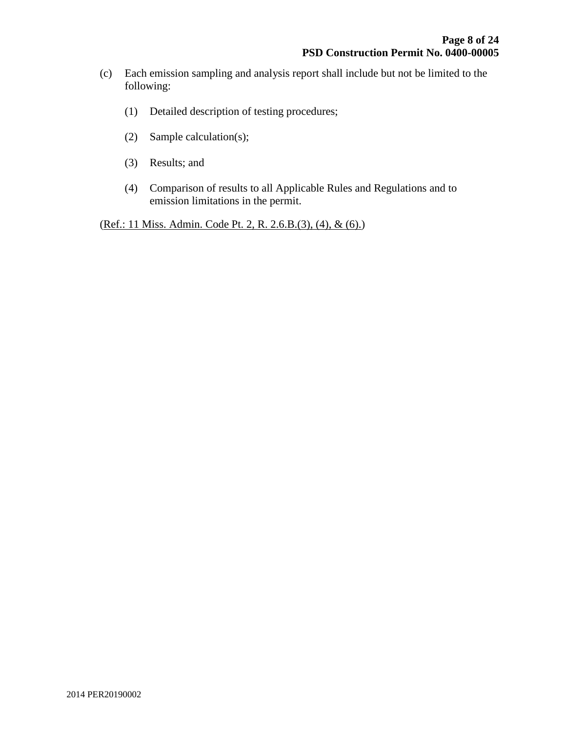(c) Each emission sampling and analysis report shall include but not be limited to the following:

  (1) Detailed description of testing procedures;

  (2) Sample calculation(s);

  (3) Results; and

  (4) Comparison of results to all Applicable Rules and Regulations and to emission limitations in the permit.

(Ref.: 11 Miss. Admin. Code Pt. 2, R. 2.6.B.(3), (4), & (6).)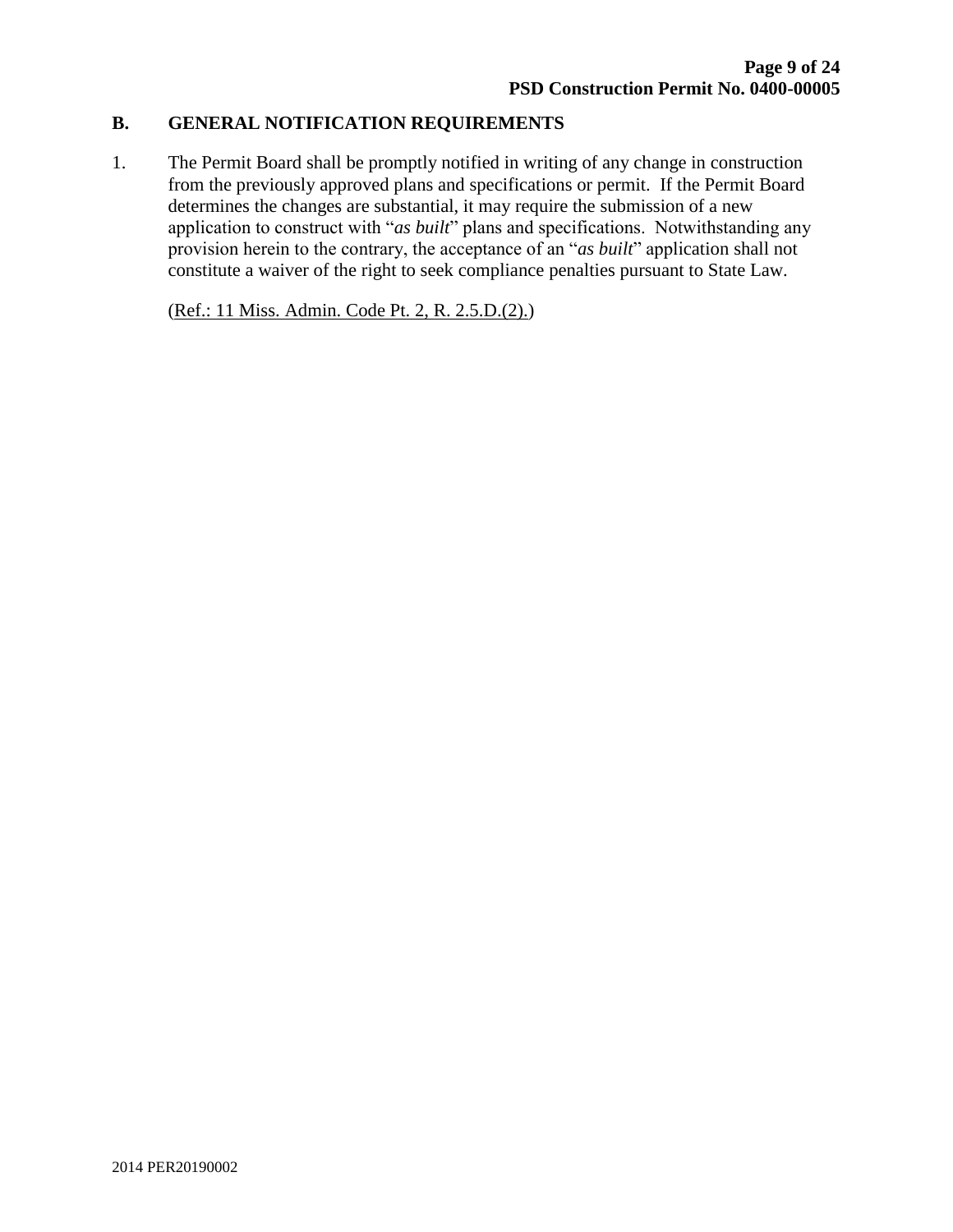## B. GENERAL NOTIFICATION REQUIREMENTS

1. The Permit Board shall be promptly notified in writing of any change in construction from the previously approved plans and specifications or permit. If the Permit Board determines the changes are substantial, it may require the submission of a new application to construct with "*as built*" plans and specifications. Notwithstanding any provision herein to the contrary, the acceptance of an "*as built*" application shall not constitute a waiver of the right to seek compliance penalties pursuant to State Law.

   (Ref.: 11 Miss. Admin. Code Pt. 2, R. 2.5.D.(2).)

2014 PER20190002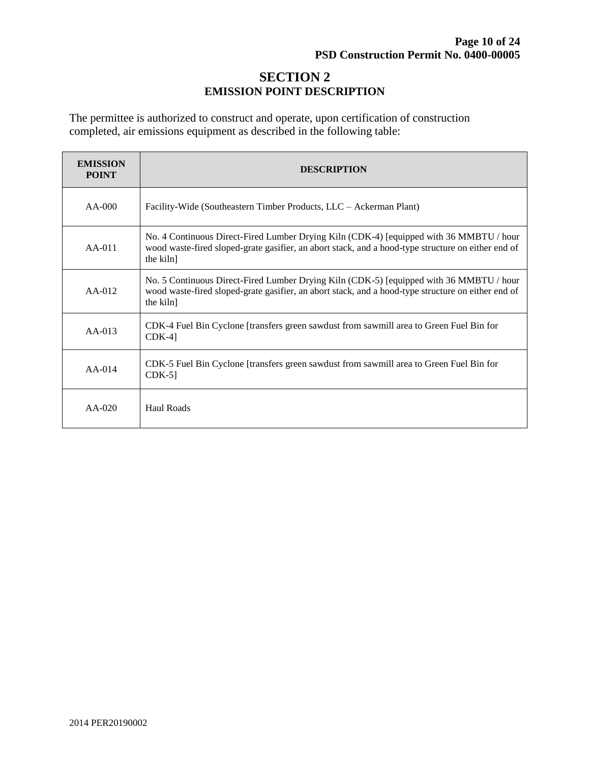# SECTION 2
## EMISSION POINT DESCRIPTION

The permittee is authorized to construct and operate, upon certification of construction completed, air emissions equipment as described in the following table:

| EMISSION POINT | DESCRIPTION |
|---|---|
| AA-000 | Facility-Wide (Southeastern Timber Products, LLC – Ackerman Plant) |
| AA-011 | No. 4 Continuous Direct-Fired Lumber Drying Kiln (CDK-4) [equipped with 36 MMBTU / hour wood waste-fired sloped-grate gasifier, an abort stack, and a hood-type structure on either end of the kiln] |
| AA-012 | No. 5 Continuous Direct-Fired Lumber Drying Kiln (CDK-5) [equipped with 36 MMBTU / hour wood waste-fired sloped-grate gasifier, an abort stack, and a hood-type structure on either end of the kiln] |
| AA-013 | CDK-4 Fuel Bin Cyclone [transfers green sawdust from sawmill area to Green Fuel Bin for CDK-4] |
| AA-014 | CDK-5 Fuel Bin Cyclone [transfers green sawdust from sawmill area to Green Fuel Bin for CDK-5] |
| AA-020 | Haul Roads |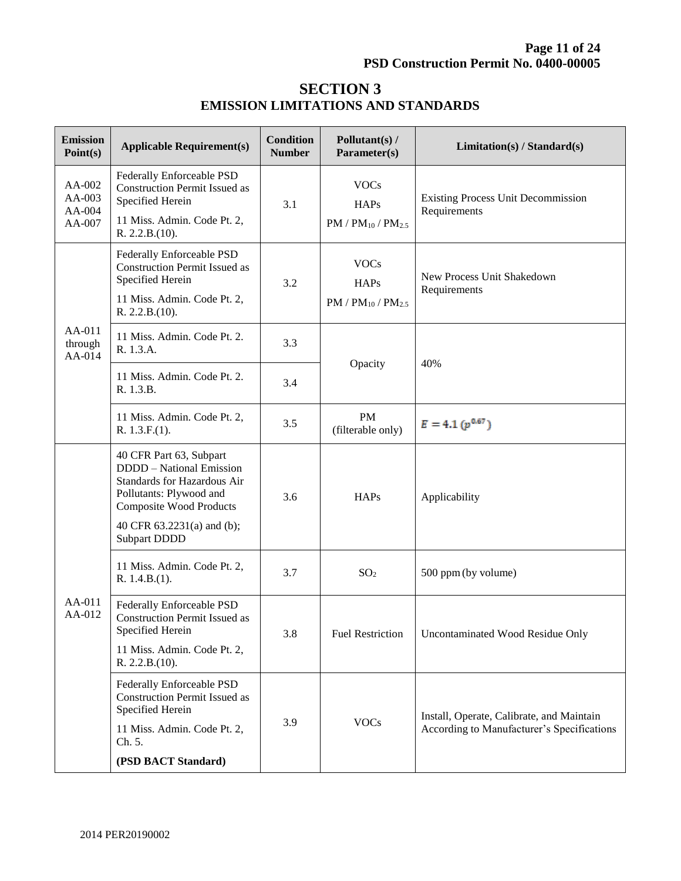# SECTION 3
## EMISSION LIMITATIONS AND STANDARDS

| Emission Point(s) | Applicable Requirement(s) | Condition Number | Pollutant(s) / Parameter(s) | Limitation(s) / Standard(s) |
|---|---|---|---|---|
| AA-002<br>AA-003<br>AA-004<br>AA-007 | Federally Enforceable PSD Construction Permit Issued as Specified Herein<br>11 Miss. Admin. Code Pt. 2, R. 2.2.B.(10). | 3.1 | VOCs<br>HAPs<br>PM / $PM_{10}$ / $PM_{2.5}$ | Existing Process Unit Decommission Requirements |
| AA-011 through AA-014 | Federally Enforceable PSD Construction Permit Issued as Specified Herein<br>11 Miss. Admin. Code Pt. 2, R. 2.2.B.(10). | 3.2 | VOCs<br>HAPs<br>PM / $PM_{10}$ / $PM_{2.5}$ | New Process Unit Shakedown Requirements |
| | 11 Miss. Admin. Code Pt. 2. R. 1.3.A. | 3.3 | Opacity | 40% |
| | 11 Miss. Admin. Code Pt. 2. R. 1.3.B. | 3.4 | | |
| | 11 Miss. Admin. Code Pt. 2, R. 1.3.F.(1). | 3.5 | PM (filterable only) | $E = 4.1\,(p^{0.67})$ |
| AA-011<br>AA-012 | 40 CFR Part 63, Subpart DDDD – National Emission Standards for Hazardous Air Pollutants: Plywood and Composite Wood Products<br>40 CFR 63.2231(a) and (b); Subpart DDDD | 3.6 | HAPs | Applicability |
| | 11 Miss. Admin. Code Pt. 2, R. 1.4.B.(1). | 3.7 | $SO_2$ | 500 ppm (by volume) |
| | Federally Enforceable PSD Construction Permit Issued as Specified Herein<br>11 Miss. Admin. Code Pt. 2, R. 2.2.B.(10). | 3.8 | Fuel Restriction | Uncontaminated Wood Residue Only |
| | Federally Enforceable PSD Construction Permit Issued as Specified Herein<br>11 Miss. Admin. Code Pt. 2, Ch. 5.<br>**(PSD BACT Standard)** | 3.9 | VOCs | Install, Operate, Calibrate, and Maintain According to Manufacturer's Specifications |

2014 PER20190002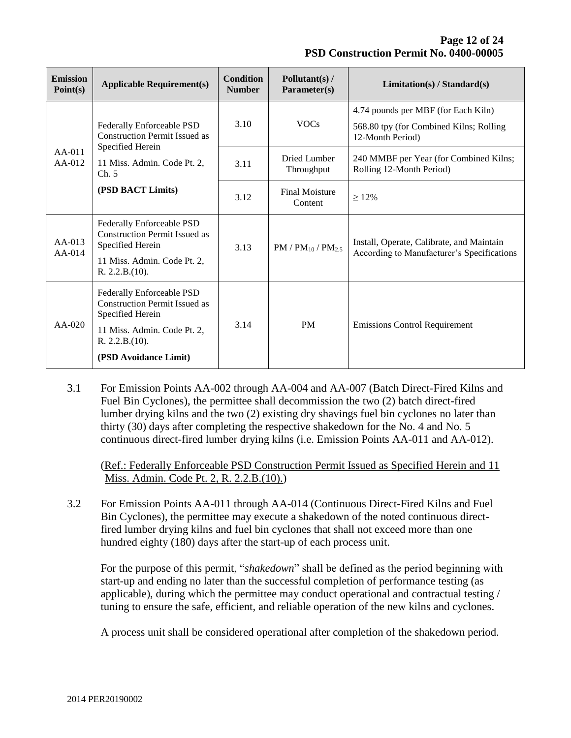| Emission Point(s) | Applicable Requirement(s) | Condition Number | Pollutant(s) / Parameter(s) | Limitation(s) / Standard(s) |
|---|---|---|---|---|
| AA-011 AA-012 | Federally Enforceable PSD Construction Permit Issued as Specified Herein 11 Miss. Admin. Code Pt. 2, Ch. 5 **(PSD BACT Limits)** | 3.10 | VOCs | 4.74 pounds per MBF (for Each Kiln) 568.80 tpy (for Combined Kilns; Rolling 12-Month Period) |
| | | 3.11 | Dried Lumber Throughput | 240 MMBF per Year (for Combined Kilns; Rolling 12-Month Period) |
| | | 3.12 | Final Moisture Content | ≥ 12% |
| AA-013 AA-014 | Federally Enforceable PSD Construction Permit Issued as Specified Herein 11 Miss. Admin. Code Pt. 2, R. 2.2.B.(10). | 3.13 | PM / $PM_{10}$ / $PM_{2.5}$ | Install, Operate, Calibrate, and Maintain According to Manufacturer's Specifications |
| AA-020 | Federally Enforceable PSD Construction Permit Issued as Specified Herein 11 Miss. Admin. Code Pt. 2, R. 2.2.B.(10). **(PSD Avoidance Limit)** | 3.14 | PM | Emissions Control Requirement |

3.1 For Emission Points AA-002 through AA-004 and AA-007 (Batch Direct-Fired Kilns and Fuel Bin Cyclones), the permittee shall decommission the two (2) batch direct-fired lumber drying kilns and the two (2) existing dry shavings fuel bin cyclones no later than thirty (30) days after completing the respective shakedown for the No. 4 and No. 5 continuous direct-fired lumber drying kilns (i.e. Emission Points AA-011 and AA-012).

(Ref.: Federally Enforceable PSD Construction Permit Issued as Specified Herein and 11 Miss. Admin. Code Pt. 2, R. 2.2.B.(10).)

3.2 For Emission Points AA-011 through AA-014 (Continuous Direct-Fired Kilns and Fuel Bin Cyclones), the permittee may execute a shakedown of the noted continuous direct-fired lumber drying kilns and fuel bin cyclones that shall not exceed more than one hundred eighty (180) days after the start-up of each process unit.

For the purpose of this permit, "*shakedown*" shall be defined as the period beginning with start-up and ending no later than the successful completion of performance testing (as applicable), during which the permittee may conduct operational and contractual testing / tuning to ensure the safe, efficient, and reliable operation of the new kilns and cyclones.

A process unit shall be considered operational after completion of the shakedown period.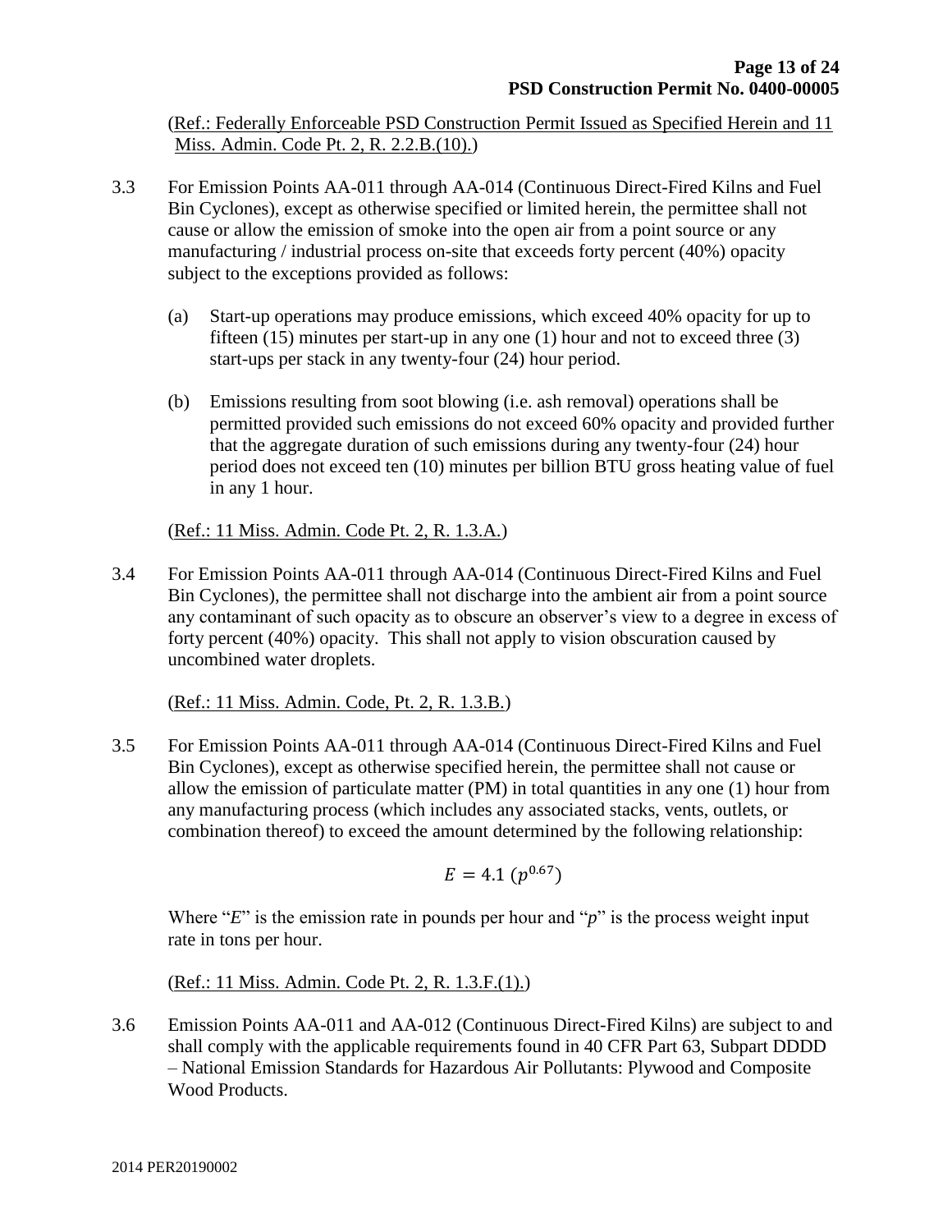(Ref.: Federally Enforceable PSD Construction Permit Issued as Specified Herein and 11 Miss. Admin. Code Pt. 2, R. 2.2.B.(10).)

3.3 For Emission Points AA-011 through AA-014 (Continuous Direct-Fired Kilns and Fuel Bin Cyclones), except as otherwise specified or limited herein, the permittee shall not cause or allow the emission of smoke into the open air from a point source or any manufacturing / industrial process on-site that exceeds forty percent (40%) opacity subject to the exceptions provided as follows:

   (a) Start-up operations may produce emissions, which exceed 40% opacity for up to fifteen (15) minutes per start-up in any one (1) hour and not to exceed three (3) start-ups per stack in any twenty-four (24) hour period.

   (b) Emissions resulting from soot blowing (i.e. ash removal) operations shall be permitted provided such emissions do not exceed 60% opacity and provided further that the aggregate duration of such emissions during any twenty-four (24) hour period does not exceed ten (10) minutes per billion BTU gross heating value of fuel in any 1 hour.

(Ref.: 11 Miss. Admin. Code Pt. 2, R. 1.3.A.)

3.4 For Emission Points AA-011 through AA-014 (Continuous Direct-Fired Kilns and Fuel Bin Cyclones), the permittee shall not discharge into the ambient air from a point source any contaminant of such opacity as to obscure an observer's view to a degree in excess of forty percent (40%) opacity. This shall not apply to vision obscuration caused by uncombined water droplets.

(Ref.: 11 Miss. Admin. Code, Pt. 2, R. 1.3.B.)

3.5 For Emission Points AA-011 through AA-014 (Continuous Direct-Fired Kilns and Fuel Bin Cyclones), except as otherwise specified herein, the permittee shall not cause or allow the emission of particulate matter (PM) in total quantities in any one (1) hour from any manufacturing process (which includes any associated stacks, vents, outlets, or combination thereof) to exceed the amount determined by the following relationship:

$$E = 4.1\ (p^{0.67})$$

Where "$E$" is the emission rate in pounds per hour and "$p$" is the process weight input rate in tons per hour.

(Ref.: 11 Miss. Admin. Code Pt. 2, R. 1.3.F.(1).)

3.6 Emission Points AA-011 and AA-012 (Continuous Direct-Fired Kilns) are subject to and shall comply with the applicable requirements found in 40 CFR Part 63, Subpart DDDD – National Emission Standards for Hazardous Air Pollutants: Plywood and Composite Wood Products.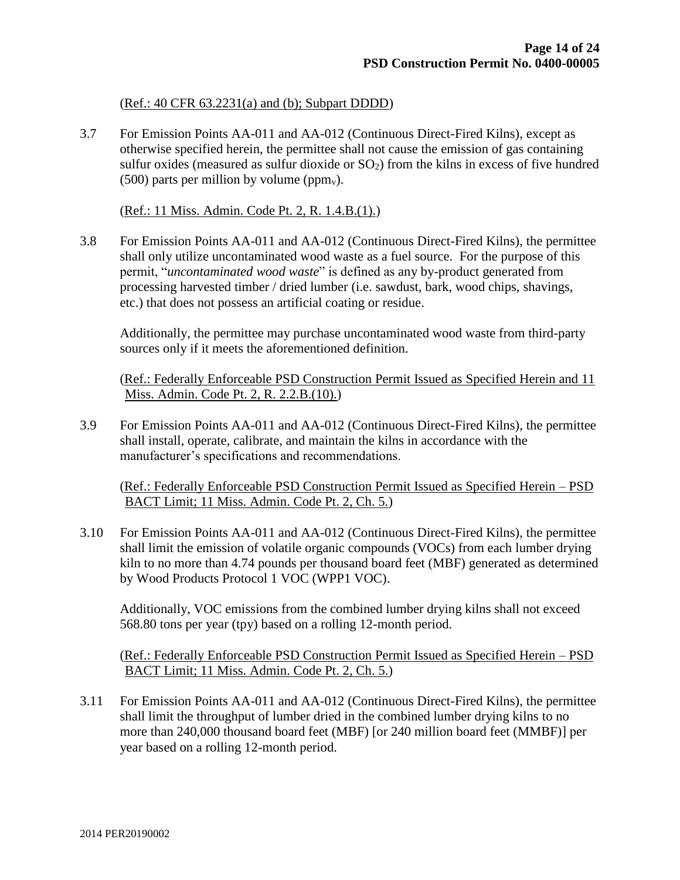(Ref.: 40 CFR 63.2231(a) and (b); Subpart DDDD)

3.7 For Emission Points AA-011 and AA-012 (Continuous Direct-Fired Kilns), except as otherwise specified herein, the permittee shall not cause the emission of gas containing sulfur oxides (measured as sulfur dioxide or $SO_2$) from the kilns in excess of five hundred (500) parts per million by volume ($ppm_v$).

(Ref.: 11 Miss. Admin. Code Pt. 2, R. 1.4.B.(1).)

3.8 For Emission Points AA-011 and AA-012 (Continuous Direct-Fired Kilns), the permittee shall only utilize uncontaminated wood waste as a fuel source. For the purpose of this permit, "*uncontaminated wood waste*" is defined as any by-product generated from processing harvested timber / dried lumber (i.e. sawdust, bark, wood chips, shavings, etc.) that does not possess an artificial coating or residue.

Additionally, the permittee may purchase uncontaminated wood waste from third-party sources only if it meets the aforementioned definition.

(Ref.: Federally Enforceable PSD Construction Permit Issued as Specified Herein and 11 Miss. Admin. Code Pt. 2, R. 2.2.B.(10).)

3.9 For Emission Points AA-011 and AA-012 (Continuous Direct-Fired Kilns), the permittee shall install, operate, calibrate, and maintain the kilns in accordance with the manufacturer's specifications and recommendations.

(Ref.: Federally Enforceable PSD Construction Permit Issued as Specified Herein – PSD BACT Limit; 11 Miss. Admin. Code Pt. 2, Ch. 5.)

3.10 For Emission Points AA-011 and AA-012 (Continuous Direct-Fired Kilns), the permittee shall limit the emission of volatile organic compounds (VOCs) from each lumber drying kiln to no more than 4.74 pounds per thousand board feet (MBF) generated as determined by Wood Products Protocol 1 VOC (WPP1 VOC).

Additionally, VOC emissions from the combined lumber drying kilns shall not exceed 568.80 tons per year (tpy) based on a rolling 12-month period.

(Ref.: Federally Enforceable PSD Construction Permit Issued as Specified Herein – PSD BACT Limit; 11 Miss. Admin. Code Pt. 2, Ch. 5.)

3.11 For Emission Points AA-011 and AA-012 (Continuous Direct-Fired Kilns), the permittee shall limit the throughput of lumber dried in the combined lumber drying kilns to no more than 240,000 thousand board feet (MBF) [or 240 million board feet (MMBF)] per year based on a rolling 12-month period.

2014 PER20190002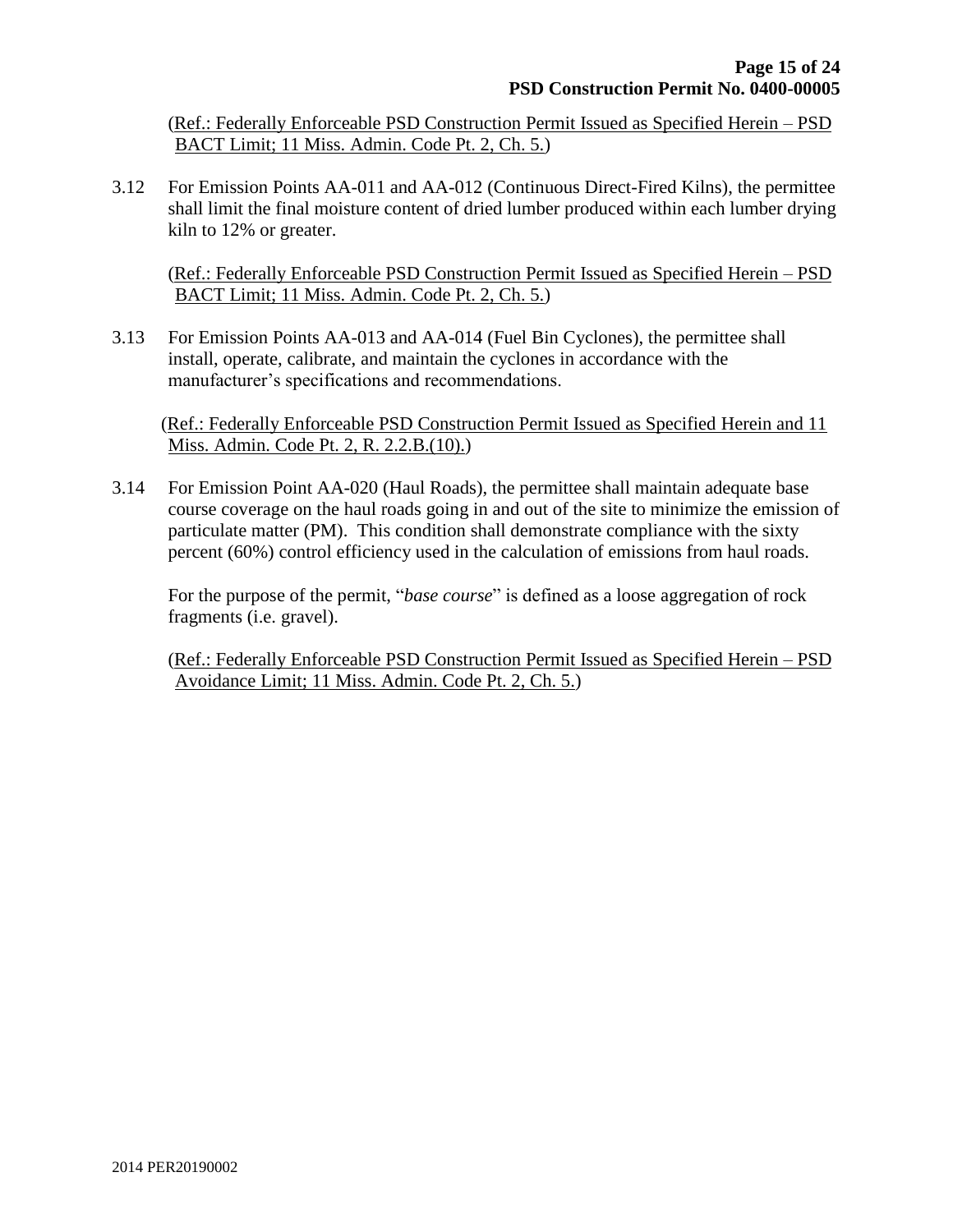(Ref.: Federally Enforceable PSD Construction Permit Issued as Specified Herein – PSD BACT Limit; 11 Miss. Admin. Code Pt. 2, Ch. 5.)

3.12 For Emission Points AA-011 and AA-012 (Continuous Direct-Fired Kilns), the permittee shall limit the final moisture content of dried lumber produced within each lumber drying kiln to 12% or greater.

(Ref.: Federally Enforceable PSD Construction Permit Issued as Specified Herein – PSD BACT Limit; 11 Miss. Admin. Code Pt. 2, Ch. 5.)

3.13 For Emission Points AA-013 and AA-014 (Fuel Bin Cyclones), the permittee shall install, operate, calibrate, and maintain the cyclones in accordance with the manufacturer's specifications and recommendations.

(Ref.: Federally Enforceable PSD Construction Permit Issued as Specified Herein and 11 Miss. Admin. Code Pt. 2, R. 2.2.B.(10).)

3.14 For Emission Point AA-020 (Haul Roads), the permittee shall maintain adequate base course coverage on the haul roads going in and out of the site to minimize the emission of particulate matter (PM). This condition shall demonstrate compliance with the sixty percent (60%) control efficiency used in the calculation of emissions from haul roads.

For the purpose of the permit, "*base course*" is defined as a loose aggregation of rock fragments (i.e. gravel).

(Ref.: Federally Enforceable PSD Construction Permit Issued as Specified Herein – PSD Avoidance Limit; 11 Miss. Admin. Code Pt. 2, Ch. 5.)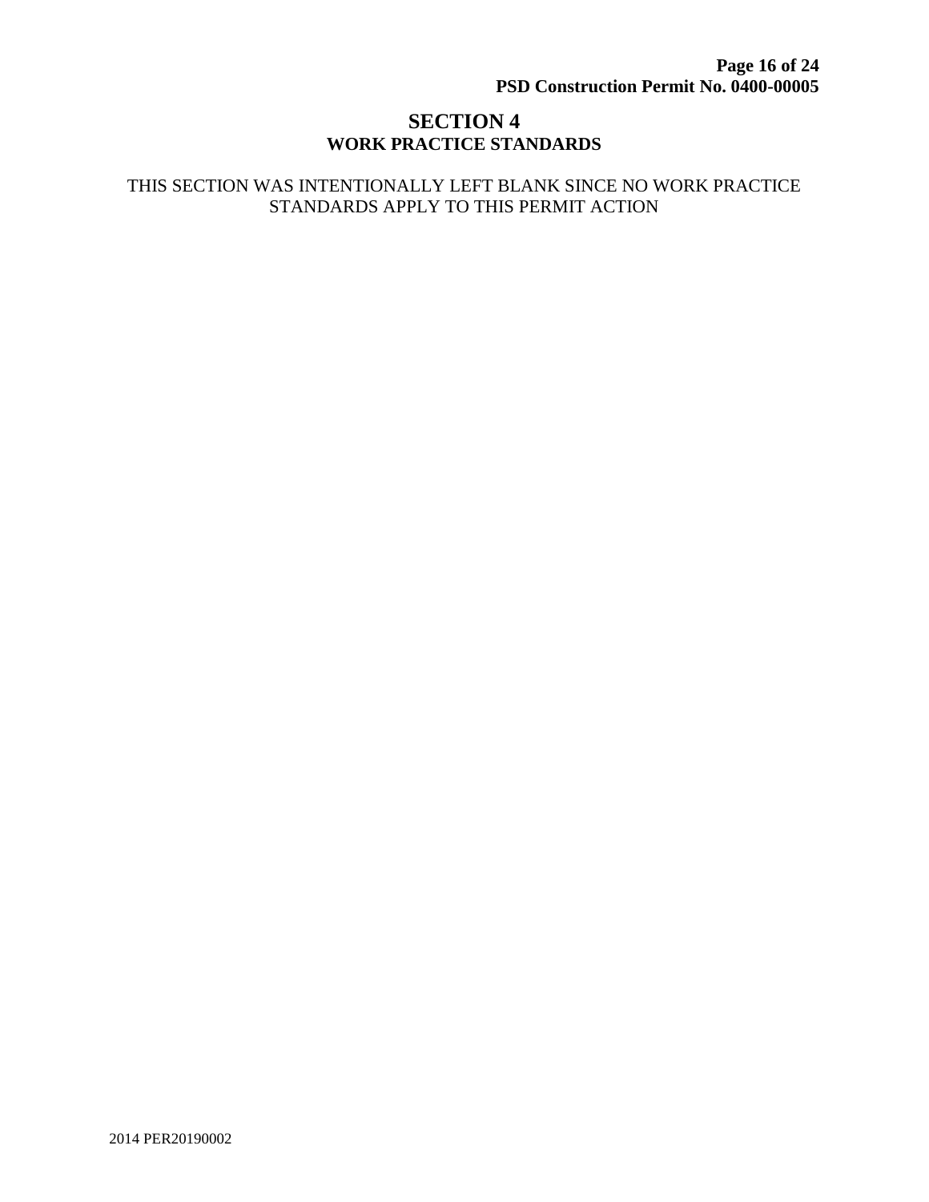# SECTION 4

## WORK PRACTICE STANDARDS

THIS SECTION WAS INTENTIONALLY LEFT BLANK SINCE NO WORK PRACTICE STANDARDS APPLY TO THIS PERMIT ACTION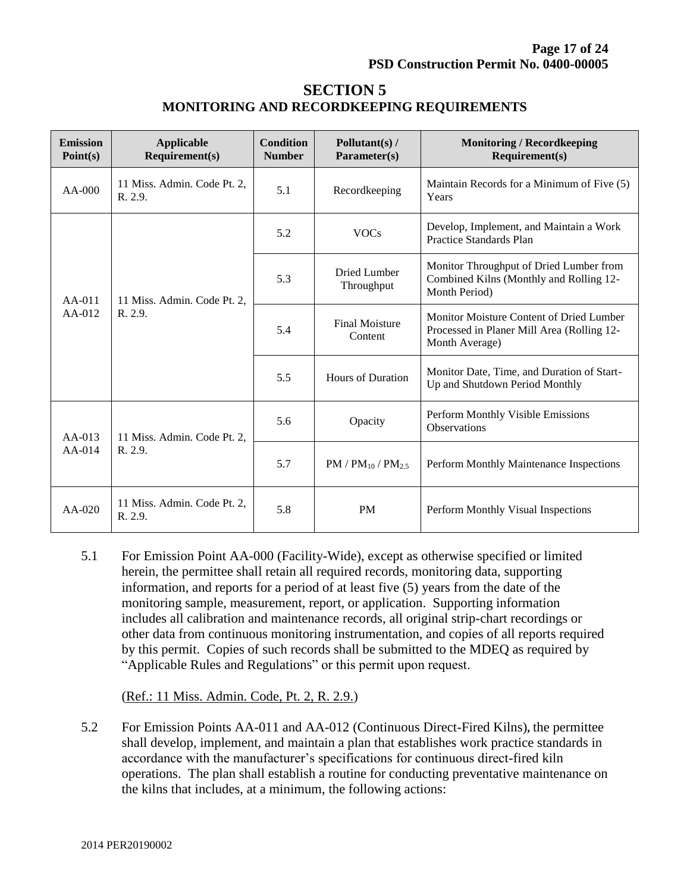# SECTION 5
## MONITORING AND RECORDKEEPING REQUIREMENTS

| Emission Point(s) | Applicable Requirement(s) | Condition Number | Pollutant(s) / Parameter(s) | Monitoring / Recordkeeping Requirement(s) |
|---|---|---|---|---|
| AA-000 | 11 Miss. Admin. Code Pt. 2, R. 2.9. | 5.1 | Recordkeeping | Maintain Records for a Minimum of Five (5) Years |
| AA-011 AA-012 | 11 Miss. Admin. Code Pt. 2, R. 2.9. | 5.2 | VOCs | Develop, Implement, and Maintain a Work Practice Standards Plan |
| | | 5.3 | Dried Lumber Throughput | Monitor Throughput of Dried Lumber from Combined Kilns (Monthly and Rolling 12-Month Period) |
| | | 5.4 | Final Moisture Content | Monitor Moisture Content of Dried Lumber Processed in Planer Mill Area (Rolling 12-Month Average) |
| | | 5.5 | Hours of Duration | Monitor Date, Time, and Duration of Start-Up and Shutdown Period Monthly |
| AA-013 AA-014 | 11 Miss. Admin. Code Pt. 2, R. 2.9. | 5.6 | Opacity | Perform Monthly Visible Emissions Observations |
| | | 5.7 | PM / $PM_{10}$ / $PM_{2.5}$ | Perform Monthly Maintenance Inspections |
| AA-020 | 11 Miss. Admin. Code Pt. 2, R. 2.9. | 5.8 | PM | Perform Monthly Visual Inspections |

5.1 For Emission Point AA-000 (Facility-Wide), except as otherwise specified or limited herein, the permittee shall retain all required records, monitoring data, supporting information, and reports for a period of at least five (5) years from the date of the monitoring sample, measurement, report, or application. Supporting information includes all calibration and maintenance records, all original strip-chart recordings or other data from continuous monitoring instrumentation, and copies of all reports required by this permit. Copies of such records shall be submitted to the MDEQ as required by "Applicable Rules and Regulations" or this permit upon request.

(Ref.: 11 Miss. Admin. Code, Pt. 2, R. 2.9.)

5.2 For Emission Points AA-011 and AA-012 (Continuous Direct-Fired Kilns), the permittee shall develop, implement, and maintain a plan that establishes work practice standards in accordance with the manufacturer's specifications for continuous direct-fired kiln operations. The plan shall establish a routine for conducting preventative maintenance on the kilns that includes, at a minimum, the following actions: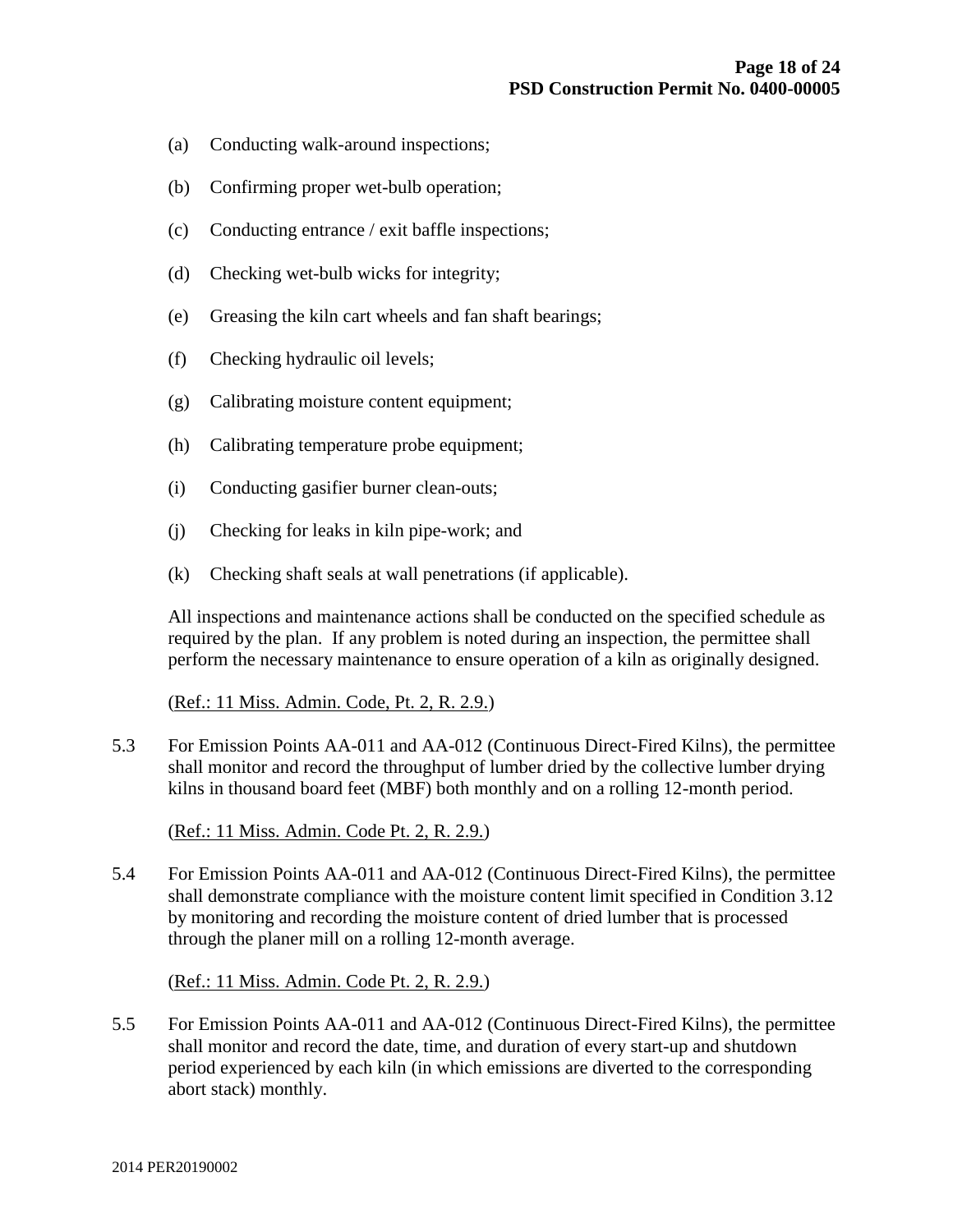(a) Conducting walk-around inspections;

(b) Confirming proper wet-bulb operation;

(c) Conducting entrance / exit baffle inspections;

(d) Checking wet-bulb wicks for integrity;

(e) Greasing the kiln cart wheels and fan shaft bearings;

(f) Checking hydraulic oil levels;

(g) Calibrating moisture content equipment;

(h) Calibrating temperature probe equipment;

(i) Conducting gasifier burner clean-outs;

(j) Checking for leaks in kiln pipe-work; and

(k) Checking shaft seals at wall penetrations (if applicable).

All inspections and maintenance actions shall be conducted on the specified schedule as required by the plan. If any problem is noted during an inspection, the permittee shall perform the necessary maintenance to ensure operation of a kiln as originally designed.

(Ref.: 11 Miss. Admin. Code, Pt. 2, R. 2.9.)

5.3 For Emission Points AA-011 and AA-012 (Continuous Direct-Fired Kilns), the permittee shall monitor and record the throughput of lumber dried by the collective lumber drying kilns in thousand board feet (MBF) both monthly and on a rolling 12-month period.

(Ref.: 11 Miss. Admin. Code Pt. 2, R. 2.9.)

5.4 For Emission Points AA-011 and AA-012 (Continuous Direct-Fired Kilns), the permittee shall demonstrate compliance with the moisture content limit specified in Condition 3.12 by monitoring and recording the moisture content of dried lumber that is processed through the planer mill on a rolling 12-month average.

(Ref.: 11 Miss. Admin. Code Pt. 2, R. 2.9.)

5.5 For Emission Points AA-011 and AA-012 (Continuous Direct-Fired Kilns), the permittee shall monitor and record the date, time, and duration of every start-up and shutdown period experienced by each kiln (in which emissions are diverted to the corresponding abort stack) monthly.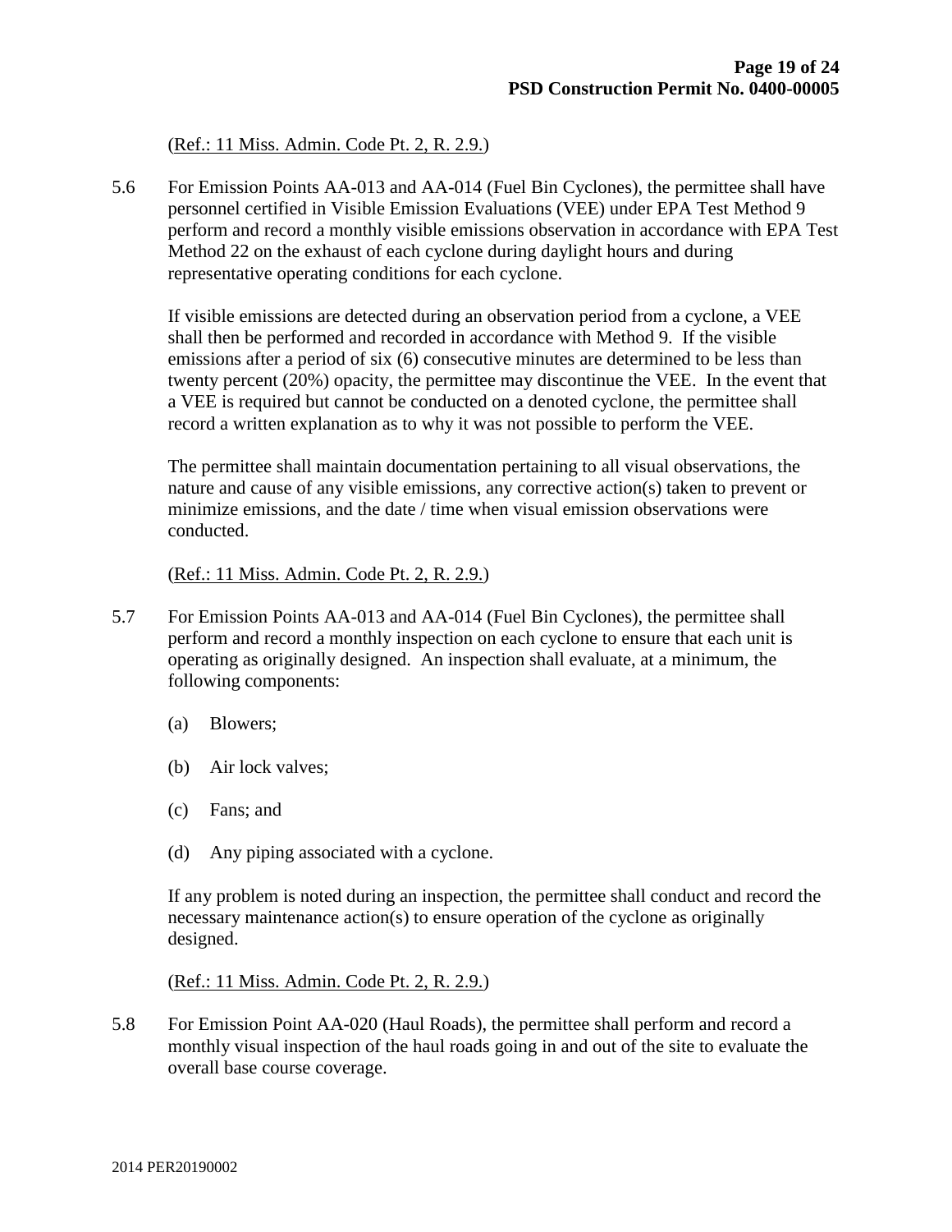(Ref.: 11 Miss. Admin. Code Pt. 2, R. 2.9.)

5.6 For Emission Points AA-013 and AA-014 (Fuel Bin Cyclones), the permittee shall have personnel certified in Visible Emission Evaluations (VEE) under EPA Test Method 9 perform and record a monthly visible emissions observation in accordance with EPA Test Method 22 on the exhaust of each cyclone during daylight hours and during representative operating conditions for each cyclone.

If visible emissions are detected during an observation period from a cyclone, a VEE shall then be performed and recorded in accordance with Method 9. If the visible emissions after a period of six (6) consecutive minutes are determined to be less than twenty percent (20%) opacity, the permittee may discontinue the VEE. In the event that a VEE is required but cannot be conducted on a denoted cyclone, the permittee shall record a written explanation as to why it was not possible to perform the VEE.

The permittee shall maintain documentation pertaining to all visual observations, the nature and cause of any visible emissions, any corrective action(s) taken to prevent or minimize emissions, and the date / time when visual emission observations were conducted.

(Ref.: 11 Miss. Admin. Code Pt. 2, R. 2.9.)

5.7 For Emission Points AA-013 and AA-014 (Fuel Bin Cyclones), the permittee shall perform and record a monthly inspection on each cyclone to ensure that each unit is operating as originally designed. An inspection shall evaluate, at a minimum, the following components:

(a) Blowers;

(b) Air lock valves;

(c) Fans; and

(d) Any piping associated with a cyclone.

If any problem is noted during an inspection, the permittee shall conduct and record the necessary maintenance action(s) to ensure operation of the cyclone as originally designed.

(Ref.: 11 Miss. Admin. Code Pt. 2, R. 2.9.)

5.8 For Emission Point AA-020 (Haul Roads), the permittee shall perform and record a monthly visual inspection of the haul roads going in and out of the site to evaluate the overall base course coverage.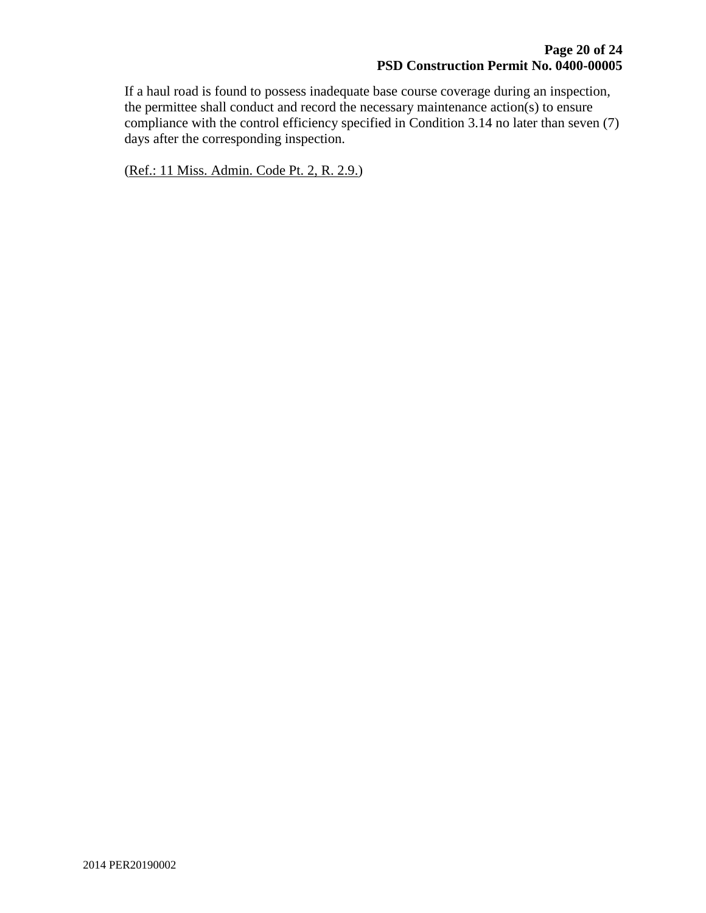If a haul road is found to possess inadequate base course coverage during an inspection, the permittee shall conduct and record the necessary maintenance action(s) to ensure compliance with the control efficiency specified in Condition 3.14 no later than seven (7) days after the corresponding inspection.

(Ref.: 11 Miss. Admin. Code Pt. 2, R. 2.9.)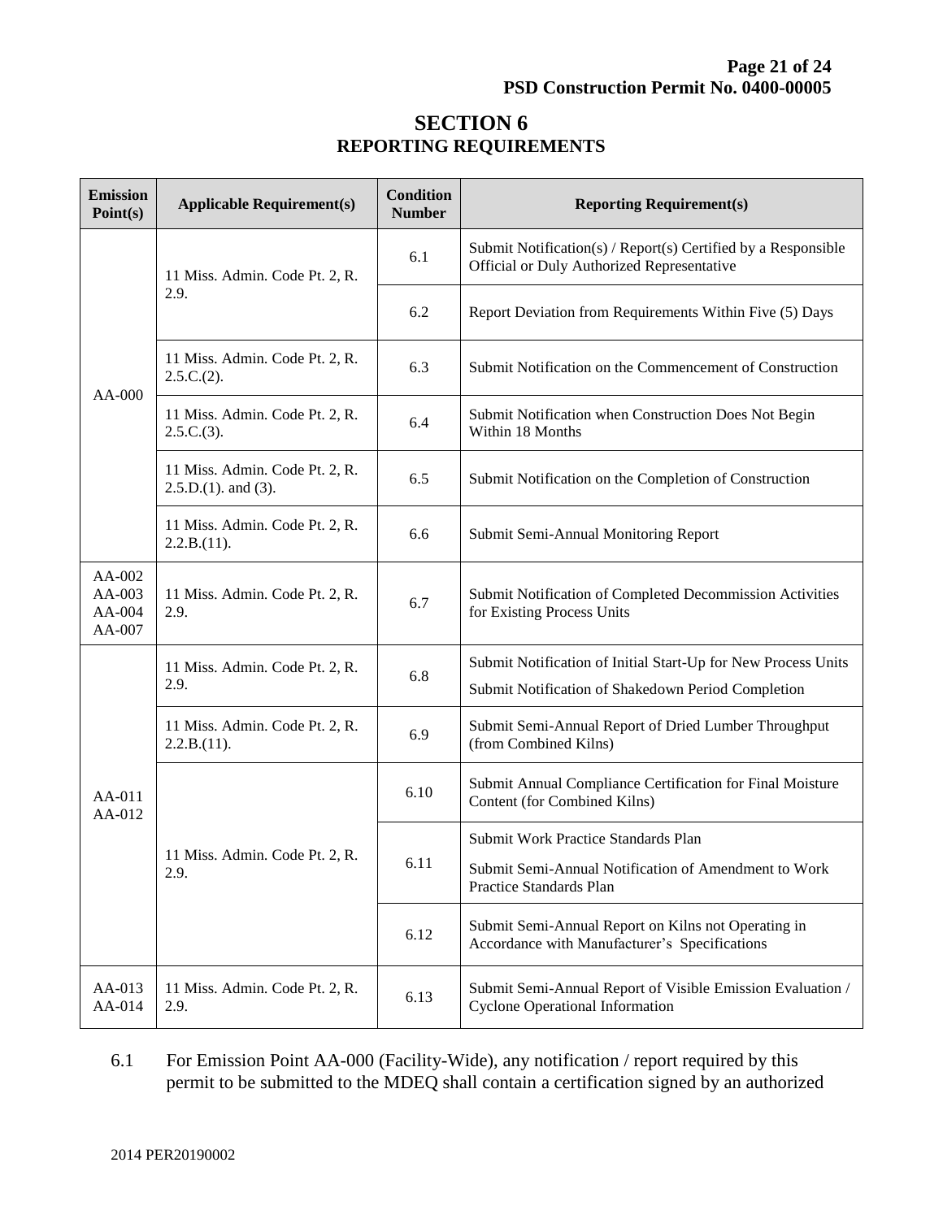# SECTION 6
## REPORTING REQUIREMENTS

| Emission Point(s) | Applicable Requirement(s) | Condition Number | Reporting Requirement(s) |
|---|---|---|---|
| AA-000 | 11 Miss. Admin. Code Pt. 2, R. 2.9. | 6.1 | Submit Notification(s) / Report(s) Certified by a Responsible Official or Duly Authorized Representative |
| | | 6.2 | Report Deviation from Requirements Within Five (5) Days |
| | 11 Miss. Admin. Code Pt. 2, R. 2.5.C.(2). | 6.3 | Submit Notification on the Commencement of Construction |
| | 11 Miss. Admin. Code Pt. 2, R. 2.5.C.(3). | 6.4 | Submit Notification when Construction Does Not Begin Within 18 Months |
| | 11 Miss. Admin. Code Pt. 2, R. 2.5.D.(1). and (3). | 6.5 | Submit Notification on the Completion of Construction |
| | 11 Miss. Admin. Code Pt. 2, R. 2.2.B.(11). | 6.6 | Submit Semi-Annual Monitoring Report |
| AA-002 AA-003 AA-004 AA-007 | 11 Miss. Admin. Code Pt. 2, R. 2.9. | 6.7 | Submit Notification of Completed Decommission Activities for Existing Process Units |
| AA-011 AA-012 | 11 Miss. Admin. Code Pt. 2, R. 2.9. | 6.8 | Submit Notification of Initial Start-Up for New Process Units<br>Submit Notification of Shakedown Period Completion |
| | 11 Miss. Admin. Code Pt. 2, R. 2.2.B.(11). | 6.9 | Submit Semi-Annual Report of Dried Lumber Throughput (from Combined Kilns) |
| | 11 Miss. Admin. Code Pt. 2, R. 2.9. | 6.10 | Submit Annual Compliance Certification for Final Moisture Content (for Combined Kilns) |
| | | 6.11 | Submit Work Practice Standards Plan<br>Submit Semi-Annual Notification of Amendment to Work Practice Standards Plan |
| | | 6.12 | Submit Semi-Annual Report on Kilns not Operating in Accordance with Manufacturer's Specifications |
| AA-013 AA-014 | 11 Miss. Admin. Code Pt. 2, R. 2.9. | 6.13 | Submit Semi-Annual Report of Visible Emission Evaluation / Cyclone Operational Information |

6.1 For Emission Point AA-000 (Facility-Wide), any notification / report required by this permit to be submitted to the MDEQ shall contain a certification signed by an authorized

2014 PER20190002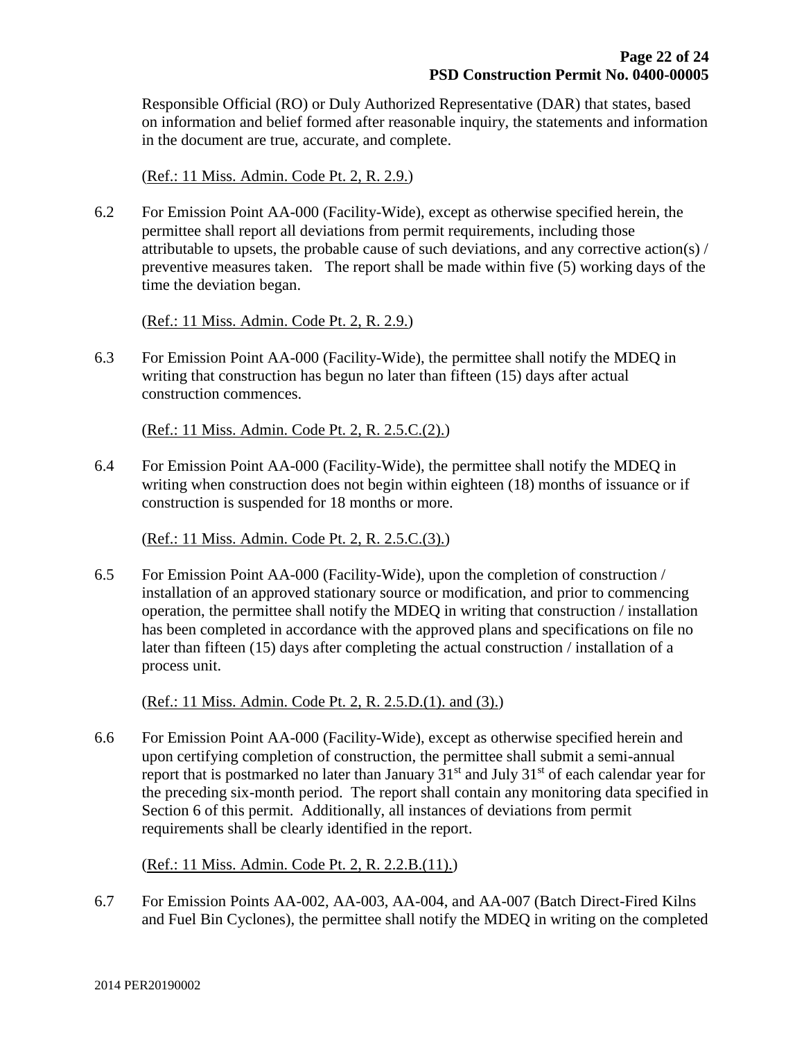Responsible Official (RO) or Duly Authorized Representative (DAR) that states, based on information and belief formed after reasonable inquiry, the statements and information in the document are true, accurate, and complete.

(Ref.: 11 Miss. Admin. Code Pt. 2, R. 2.9.)

6.2 For Emission Point AA-000 (Facility-Wide), except as otherwise specified herein, the permittee shall report all deviations from permit requirements, including those attributable to upsets, the probable cause of such deviations, and any corrective action(s) / preventive measures taken. The report shall be made within five (5) working days of the time the deviation began.

(Ref.: 11 Miss. Admin. Code Pt. 2, R. 2.9.)

6.3 For Emission Point AA-000 (Facility-Wide), the permittee shall notify the MDEQ in writing that construction has begun no later than fifteen (15) days after actual construction commences.

(Ref.: 11 Miss. Admin. Code Pt. 2, R. 2.5.C.(2).)

6.4 For Emission Point AA-000 (Facility-Wide), the permittee shall notify the MDEQ in writing when construction does not begin within eighteen (18) months of issuance or if construction is suspended for 18 months or more.

(Ref.: 11 Miss. Admin. Code Pt. 2, R. 2.5.C.(3).)

6.5 For Emission Point AA-000 (Facility-Wide), upon the completion of construction / installation of an approved stationary source or modification, and prior to commencing operation, the permittee shall notify the MDEQ in writing that construction / installation has been completed in accordance with the approved plans and specifications on file no later than fifteen (15) days after completing the actual construction / installation of a process unit.

(Ref.: 11 Miss. Admin. Code Pt. 2, R. 2.5.D.(1). and (3).)

6.6 For Emission Point AA-000 (Facility-Wide), except as otherwise specified herein and upon certifying completion of construction, the permittee shall submit a semi-annual report that is postmarked no later than January 31st and July 31st of each calendar year for the preceding six-month period. The report shall contain any monitoring data specified in Section 6 of this permit. Additionally, all instances of deviations from permit requirements shall be clearly identified in the report.

(Ref.: 11 Miss. Admin. Code Pt. 2, R. 2.2.B.(11).)

6.7 For Emission Points AA-002, AA-003, AA-004, and AA-007 (Batch Direct-Fired Kilns and Fuel Bin Cyclones), the permittee shall notify the MDEQ in writing on the completed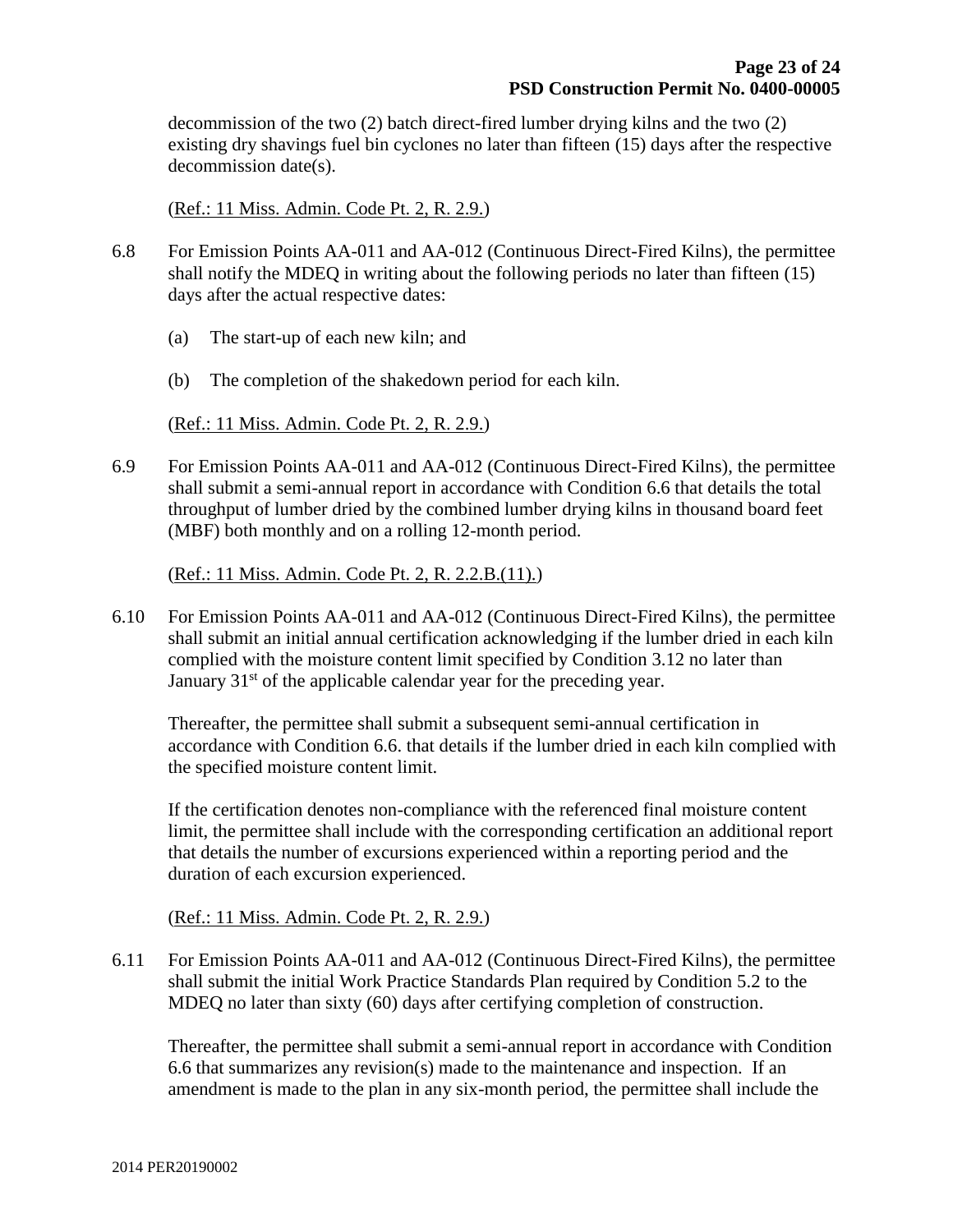decommission of the two (2) batch direct-fired lumber drying kilns and the two (2) existing dry shavings fuel bin cyclones no later than fifteen (15) days after the respective decommission date(s).

(Ref.: 11 Miss. Admin. Code Pt. 2, R. 2.9.)

6.8 For Emission Points AA-011 and AA-012 (Continuous Direct-Fired Kilns), the permittee shall notify the MDEQ in writing about the following periods no later than fifteen (15) days after the actual respective dates:

(a) The start-up of each new kiln; and

(b) The completion of the shakedown period for each kiln.

(Ref.: 11 Miss. Admin. Code Pt. 2, R. 2.9.)

6.9 For Emission Points AA-011 and AA-012 (Continuous Direct-Fired Kilns), the permittee shall submit a semi-annual report in accordance with Condition 6.6 that details the total throughput of lumber dried by the combined lumber drying kilns in thousand board feet (MBF) both monthly and on a rolling 12-month period.

(Ref.: 11 Miss. Admin. Code Pt. 2, R. 2.2.B.(11).)

6.10 For Emission Points AA-011 and AA-012 (Continuous Direct-Fired Kilns), the permittee shall submit an initial annual certification acknowledging if the lumber dried in each kiln complied with the moisture content limit specified by Condition 3.12 no later than January 31st of the applicable calendar year for the preceding year.

Thereafter, the permittee shall submit a subsequent semi-annual certification in accordance with Condition 6.6. that details if the lumber dried in each kiln complied with the specified moisture content limit.

If the certification denotes non-compliance with the referenced final moisture content limit, the permittee shall include with the corresponding certification an additional report that details the number of excursions experienced within a reporting period and the duration of each excursion experienced.

(Ref.: 11 Miss. Admin. Code Pt. 2, R. 2.9.)

6.11 For Emission Points AA-011 and AA-012 (Continuous Direct-Fired Kilns), the permittee shall submit the initial Work Practice Standards Plan required by Condition 5.2 to the MDEQ no later than sixty (60) days after certifying completion of construction.

Thereafter, the permittee shall submit a semi-annual report in accordance with Condition 6.6 that summarizes any revision(s) made to the maintenance and inspection. If an amendment is made to the plan in any six-month period, the permittee shall include the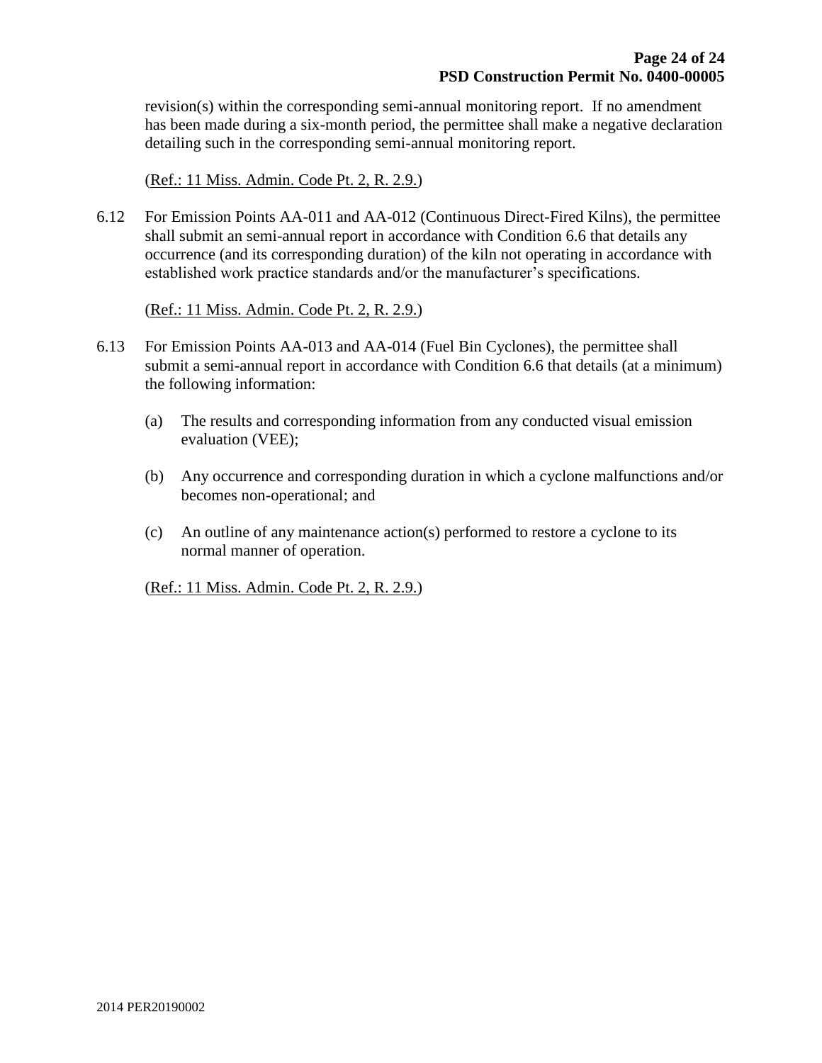revision(s) within the corresponding semi-annual monitoring report. If no amendment has been made during a six-month period, the permittee shall make a negative declaration detailing such in the corresponding semi-annual monitoring report.

(Ref.: 11 Miss. Admin. Code Pt. 2, R. 2.9.)

6.12 For Emission Points AA-011 and AA-012 (Continuous Direct-Fired Kilns), the permittee shall submit an semi-annual report in accordance with Condition 6.6 that details any occurrence (and its corresponding duration) of the kiln not operating in accordance with established work practice standards and/or the manufacturer's specifications.

(Ref.: 11 Miss. Admin. Code Pt. 2, R. 2.9.)

6.13 For Emission Points AA-013 and AA-014 (Fuel Bin Cyclones), the permittee shall submit a semi-annual report in accordance with Condition 6.6 that details (at a minimum) the following information:

(a) The results and corresponding information from any conducted visual emission evaluation (VEE);

(b) Any occurrence and corresponding duration in which a cyclone malfunctions and/or becomes non-operational; and

(c) An outline of any maintenance action(s) performed to restore a cyclone to its normal manner of operation.

(Ref.: 11 Miss. Admin. Code Pt. 2, R. 2.9.)

2014 PER20190002